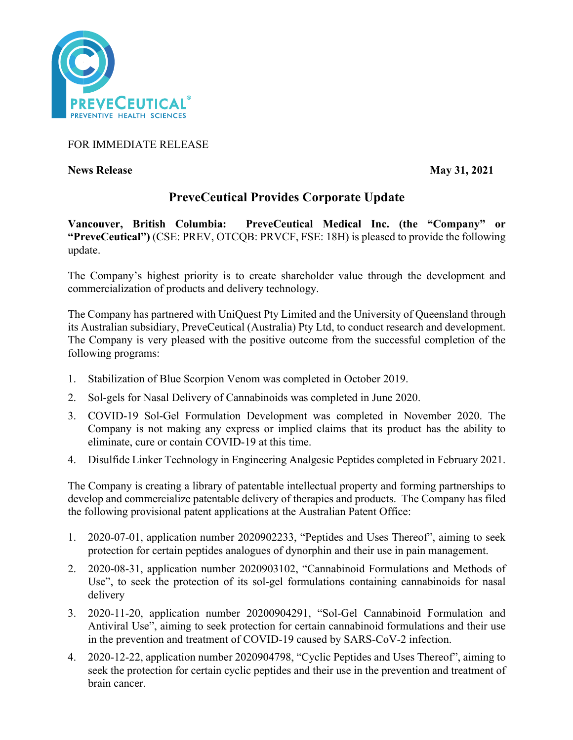FOR IMMEDIATE RELEASE

**News Release** **May 31, 2021**

# PreveCeutical Provides Corporate Update

**Vancouver, British Columbia: PreveCeutical Medical Inc. (the "Company" or "PreveCeutical")** (CSE: PREV, OTCQB: PRVCF, FSE: 18H) is pleased to provide the following update.

The Company's highest priority is to create shareholder value through the development and commercialization of products and delivery technology.

The Company has partnered with UniQuest Pty Limited and the University of Queensland through its Australian subsidiary, PreveCeutical (Australia) Pty Ltd, to conduct research and development. The Company is very pleased with the positive outcome from the successful completion of the following programs:

1. Stabilization of Blue Scorpion Venom was completed in October 2019.
2. Sol-gels for Nasal Delivery of Cannabinoids was completed in June 2020.
3. COVID-19 Sol-Gel Formulation Development was completed in November 2020. The Company is not making any express or implied claims that its product has the ability to eliminate, cure or contain COVID-19 at this time.
4. Disulfide Linker Technology in Engineering Analgesic Peptides completed in February 2021.

The Company is creating a library of patentable intellectual property and forming partnerships to develop and commercialize patentable delivery of therapies and products. The Company has filed the following provisional patent applications at the Australian Patent Office:

1. 2020-07-01, application number 2020902233, "Peptides and Uses Thereof", aiming to seek protection for certain peptides analogues of dynorphin and their use in pain management.
2. 2020-08-31, application number 2020903102, "Cannabinoid Formulations and Methods of Use", to seek the protection of its sol-gel formulations containing cannabinoids for nasal delivery
3. 2020-11-20, application number 20200904291, "Sol-Gel Cannabinoid Formulation and Antiviral Use", aiming to seek protection for certain cannabinoid formulations and their use in the prevention and treatment of COVID-19 caused by SARS-CoV-2 infection.
4. 2020-12-22, application number 2020904798, "Cyclic Peptides and Uses Thereof", aiming to seek the protection for certain cyclic peptides and their use in the prevention and treatment of brain cancer.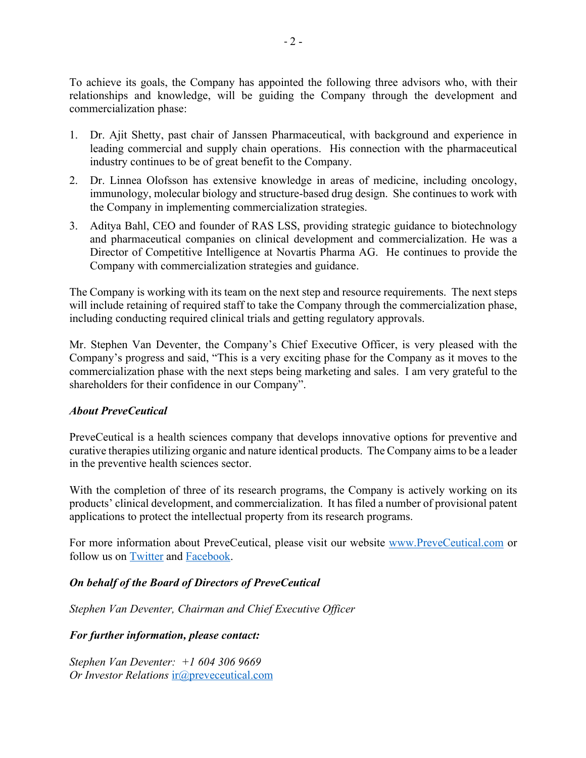To achieve its goals, the Company has appointed the following three advisors who, with their relationships and knowledge, will be guiding the Company through the development and commercialization phase:

1. Dr. Ajit Shetty, past chair of Janssen Pharmaceutical, with background and experience in leading commercial and supply chain operations. His connection with the pharmaceutical industry continues to be of great benefit to the Company.
2. Dr. Linnea Olofsson has extensive knowledge in areas of medicine, including oncology, immunology, molecular biology and structure-based drug design. She continues to work with the Company in implementing commercialization strategies.
3. Aditya Bahl, CEO and founder of RAS LSS, providing strategic guidance to biotechnology and pharmaceutical companies on clinical development and commercialization. He was a Director of Competitive Intelligence at Novartis Pharma AG. He continues to provide the Company with commercialization strategies and guidance.

The Company is working with its team on the next step and resource requirements. The next steps will include retaining of required staff to take the Company through the commercialization phase, including conducting required clinical trials and getting regulatory approvals.

Mr. Stephen Van Deventer, the Company's Chief Executive Officer, is very pleased with the Company's progress and said, "This is a very exciting phase for the Company as it moves to the commercialization phase with the next steps being marketing and sales. I am very grateful to the shareholders for their confidence in our Company".

***About PreveCeutical***

PreveCeutical is a health sciences company that develops innovative options for preventive and curative therapies utilizing organic and nature identical products. The Company aims to be a leader in the preventive health sciences sector.

With the completion of three of its research programs, the Company is actively working on its products' clinical development, and commercialization. It has filed a number of provisional patent applications to protect the intellectual property from its research programs.

For more information about PreveCeutical, please visit our website [www.PreveCeutical.com](www.PreveCeutical.com) or follow us on [Twitter]() and [Facebook]().

***On behalf of the Board of Directors of PreveCeutical***

*Stephen Van Deventer, Chairman and Chief Executive Officer*

***For further information, please contact:***

*Stephen Van Deventer: +1 604 306 9669*
*Or Investor Relations* [ir@preveceutical.com](mailto:ir@preveceutical.com)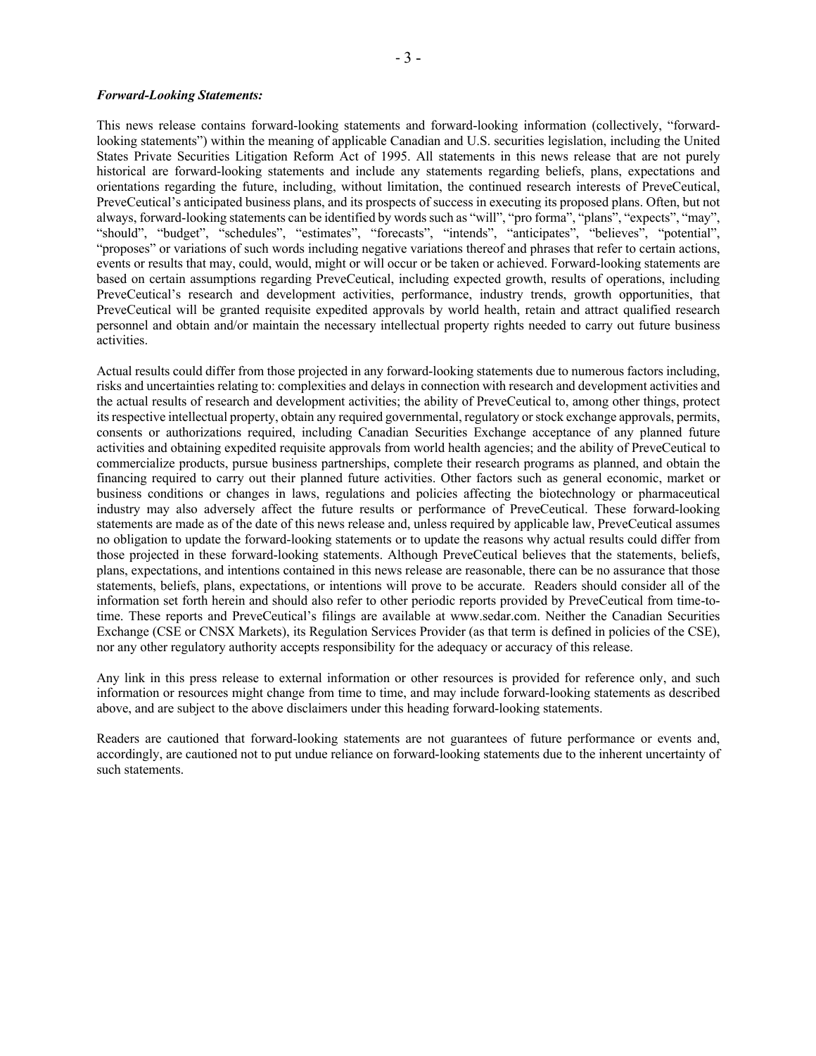***Forward-Looking Statements:***

This news release contains forward-looking statements and forward-looking information (collectively, "forward-looking statements") within the meaning of applicable Canadian and U.S. securities legislation, including the United States Private Securities Litigation Reform Act of 1995. All statements in this news release that are not purely historical are forward-looking statements and include any statements regarding beliefs, plans, expectations and orientations regarding the future, including, without limitation, the continued research interests of PreveCeutical, PreveCeutical's anticipated business plans, and its prospects of success in executing its proposed plans. Often, but not always, forward-looking statements can be identified by words such as "will", "pro forma", "plans", "expects", "may", "should", "budget", "schedules", "estimates", "forecasts", "intends", "anticipates", "believes", "potential", "proposes" or variations of such words including negative variations thereof and phrases that refer to certain actions, events or results that may, could, would, might or will occur or be taken or achieved. Forward-looking statements are based on certain assumptions regarding PreveCeutical, including expected growth, results of operations, including PreveCeutical's research and development activities, performance, industry trends, growth opportunities, that PreveCeutical will be granted requisite expedited approvals by world health, retain and attract qualified research personnel and obtain and/or maintain the necessary intellectual property rights needed to carry out future business activities.

Actual results could differ from those projected in any forward-looking statements due to numerous factors including, risks and uncertainties relating to: complexities and delays in connection with research and development activities and the actual results of research and development activities; the ability of PreveCeutical to, among other things, protect its respective intellectual property, obtain any required governmental, regulatory or stock exchange approvals, permits, consents or authorizations required, including Canadian Securities Exchange acceptance of any planned future activities and obtaining expedited requisite approvals from world health agencies; and the ability of PreveCeutical to commercialize products, pursue business partnerships, complete their research programs as planned, and obtain the financing required to carry out their planned future activities. Other factors such as general economic, market or business conditions or changes in laws, regulations and policies affecting the biotechnology or pharmaceutical industry may also adversely affect the future results or performance of PreveCeutical. These forward-looking statements are made as of the date of this news release and, unless required by applicable law, PreveCeutical assumes no obligation to update the forward-looking statements or to update the reasons why actual results could differ from those projected in these forward-looking statements. Although PreveCeutical believes that the statements, beliefs, plans, expectations, and intentions contained in this news release are reasonable, there can be no assurance that those statements, beliefs, plans, expectations, or intentions will prove to be accurate. Readers should consider all of the information set forth herein and should also refer to other periodic reports provided by PreveCeutical from time-to-time. These reports and PreveCeutical's filings are available at www.sedar.com. Neither the Canadian Securities Exchange (CSE or CNSX Markets), its Regulation Services Provider (as that term is defined in policies of the CSE), nor any other regulatory authority accepts responsibility for the adequacy or accuracy of this release.

Any link in this press release to external information or other resources is provided for reference only, and such information or resources might change from time to time, and may include forward-looking statements as described above, and are subject to the above disclaimers under this heading forward-looking statements.

Readers are cautioned that forward-looking statements are not guarantees of future performance or events and, accordingly, are cautioned not to put undue reliance on forward-looking statements due to the inherent uncertainty of such statements.